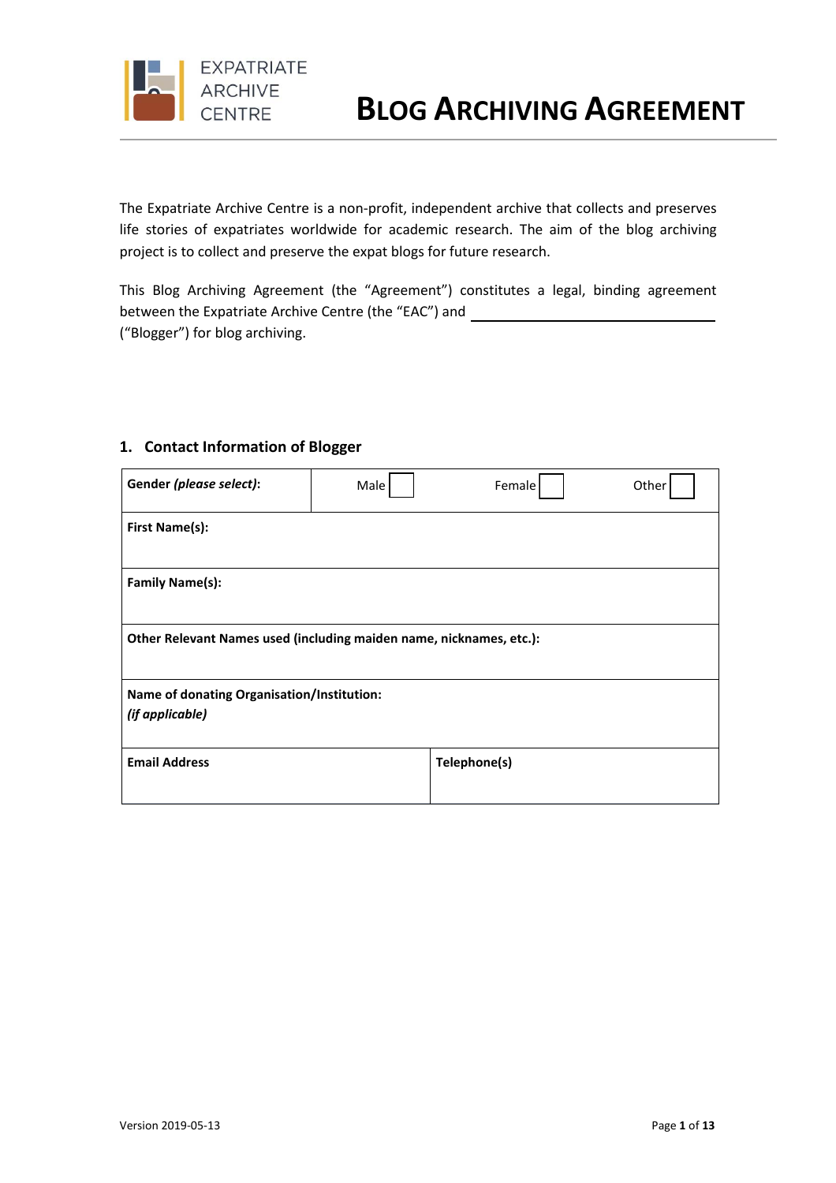EXPATRIATE ARCHIVE CENTRE

# BLOG ARCHIVING AGREEMENT

The Expatriate Archive Centre is a non-profit, independent archive that collects and preserves life stories of expatriates worldwide for academic research. The aim of the blog archiving project is to collect and preserve the expat blogs for future research.

This Blog Archiving Agreement (the "Agreement") constitutes a legal, binding agreement between the Expatriate Archive Centre (the "EAC") and \_\_\_\_\_\_\_\_\_\_\_\_\_\_\_\_\_\_\_\_\_\_\_\_\_\_\_\_\_\_ ("Blogger") for blog archiving.

## 1. Contact Information of Blogger

| **Gender *(please select)*:** | Male ☐ | Female ☐ | Other ☐ |
|---|---|---|---|
| **First Name(s):** | | | |
| **Family Name(s):** | | | |
| **Other Relevant Names used (including maiden name, nicknames, etc.):** | | | |
| **Name of donating Organisation/Institution:** ***(if applicable)*** | | | |
| **Email Address** | | **Telephone(s)** | |

Version 2019-05-13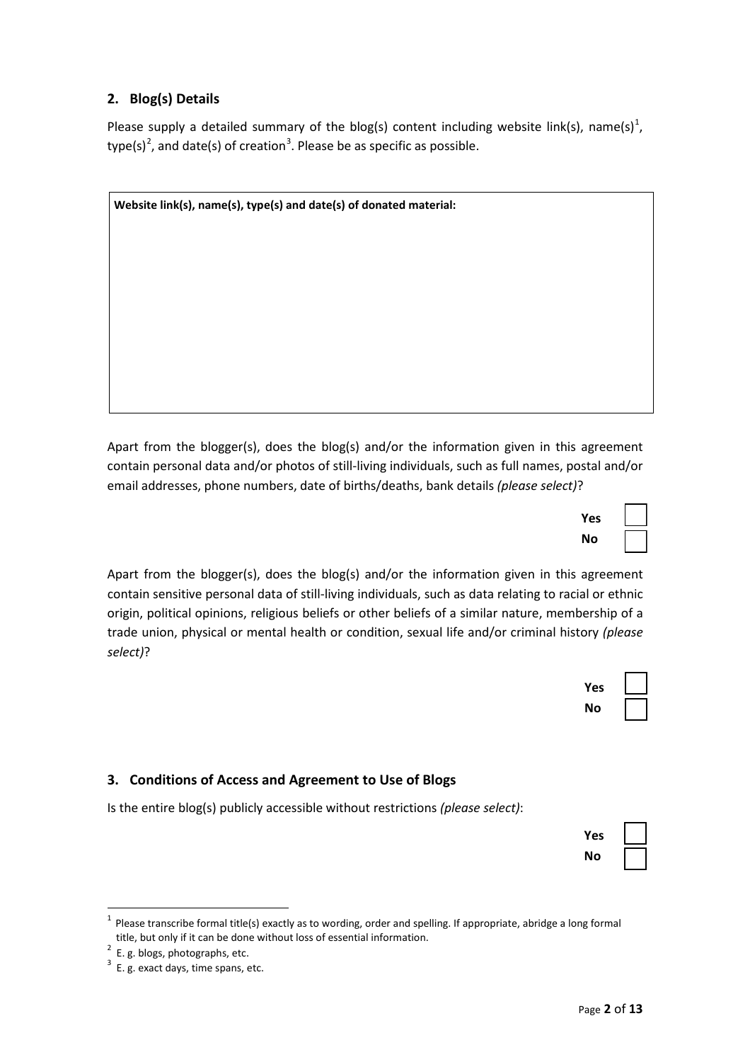## 2. Blog(s) Details

Please supply a detailed summary of the blog(s) content including website link(s), name(s)[1], type(s)[2], and date(s) of creation[3]. Please be as specific as possible.

| **Website link(s), name(s), type(s) and date(s) of donated material:** |
| --- |
| |

Apart from the blogger(s), does the blog(s) and/or the information given in this agreement contain personal data and/or photos of still-living individuals, such as full names, postal and/or email addresses, phone numbers, date of births/deaths, bank details *(please select)*?

**Yes** ☐
**No** ☐

Apart from the blogger(s), does the blog(s) and/or the information given in this agreement contain sensitive personal data of still-living individuals, such as data relating to racial or ethnic origin, political opinions, religious beliefs or other beliefs of a similar nature, membership of a trade union, physical or mental health or condition, sexual life and/or criminal history *(please select)*?

**Yes** ☐
**No** ☐

## 3. Conditions of Access and Agreement to Use of Blogs

Is the entire blog(s) publicly accessible without restrictions *(please select)*:

**Yes** ☐
**No** ☐

---

[1] Please transcribe formal title(s) exactly as to wording, order and spelling. If appropriate, abridge a long formal title, but only if it can be done without loss of essential information.

[2] E. g. blogs, photographs, etc.

[3] E. g. exact days, time spans, etc.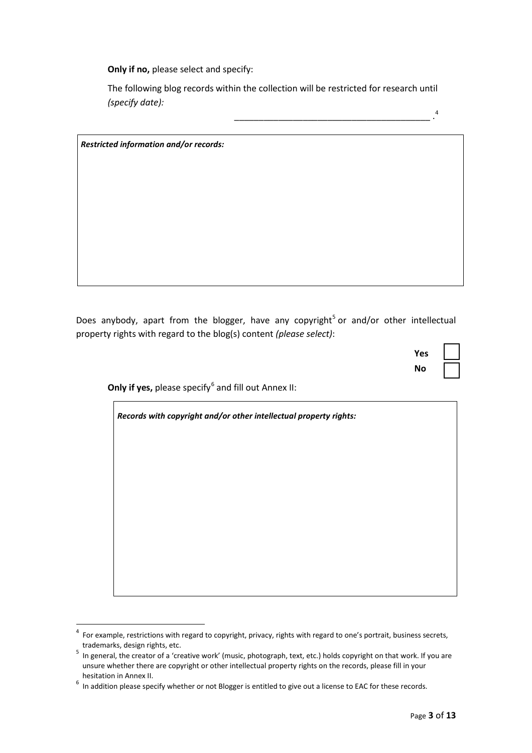**Only if no,** please select and specify:

The following blog records within the collection will be restricted for research until *(specify date):*

__________________________________________ .[4]

| ***Restricted information and/or records:*** |
|---|
| |

Does anybody, apart from the blogger, have any copyright[5] or and/or other intellectual property rights with regard to the blog(s) content *(please select)*:

**Yes** ☐

**No** ☐

**Only if yes,** please specify[6] and fill out Annex II:

| ***Records with copyright and/or other intellectual property rights:*** |
|---|
| |

[4] For example, restrictions with regard to copyright, privacy, rights with regard to one's portrait, business secrets, trademarks, design rights, etc.

[5] In general, the creator of a 'creative work' (music, photograph, text, etc.) holds copyright on that work. If you are unsure whether there are copyright or other intellectual property rights on the records, please fill in your hesitation in Annex II.

[6] In addition please specify whether or not Blogger is entitled to give out a license to EAC for these records.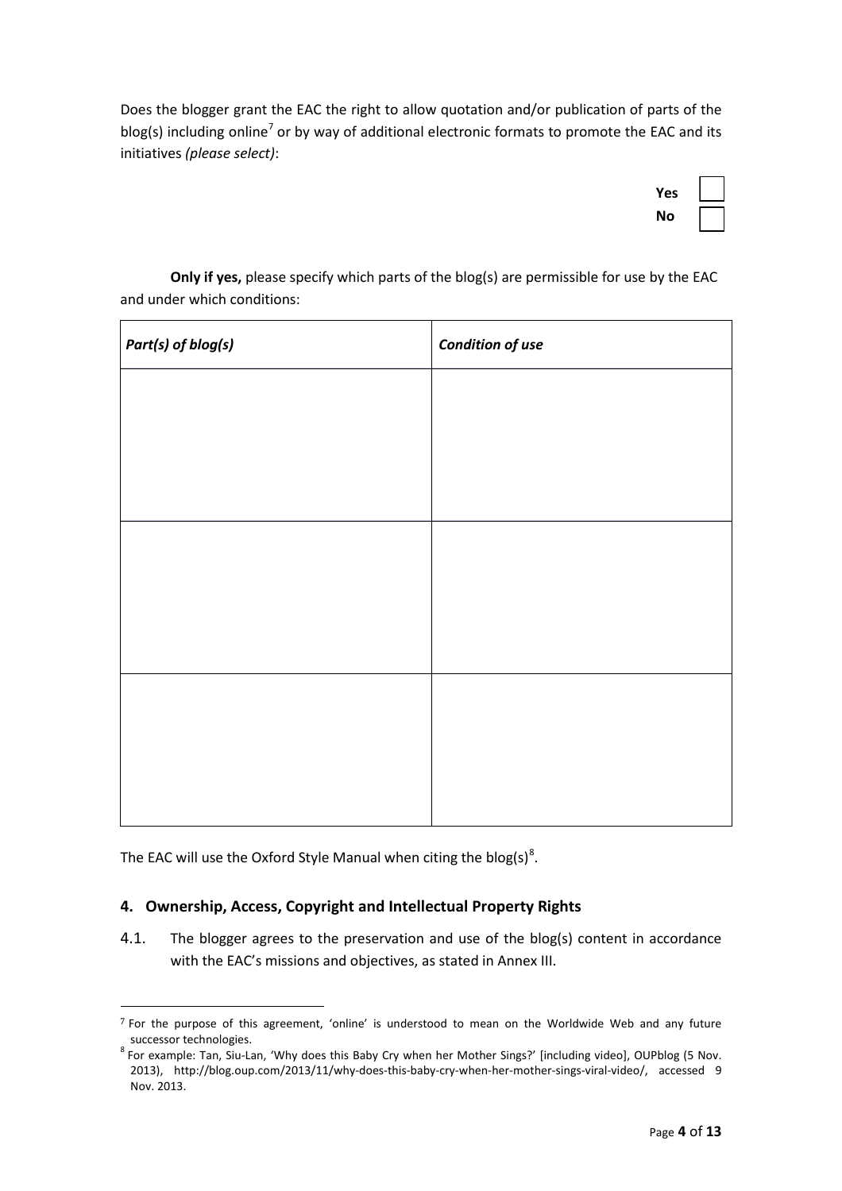Does the blogger grant the EAC the right to allow quotation and/or publication of parts of the blog(s) including online[7] or by way of additional electronic formats to promote the EAC and its initiatives *(please select)*:

**Yes** ☐
**No** ☐

**Only if yes,** please specify which parts of the blog(s) are permissible for use by the EAC and under which conditions:

| *Part(s) of blog(s)* | *Condition of use* |
| --- | --- |
| | |
| | |
| | |

The EAC will use the Oxford Style Manual when citing the blog(s)[8].

## 4. Ownership, Access, Copyright and Intellectual Property Rights

4.1. The blogger agrees to the preservation and use of the blog(s) content in accordance with the EAC's missions and objectives, as stated in Annex III.

---

[7] For the purpose of this agreement, 'online' is understood to mean on the Worldwide Web and any future successor technologies.

[8] For example: Tan, Siu-Lan, 'Why does this Baby Cry when her Mother Sings?' [including video], OUPblog (5 Nov. 2013), http://blog.oup.com/2013/11/why-does-this-baby-cry-when-her-mother-sings-viral-video/, accessed 9 Nov. 2013.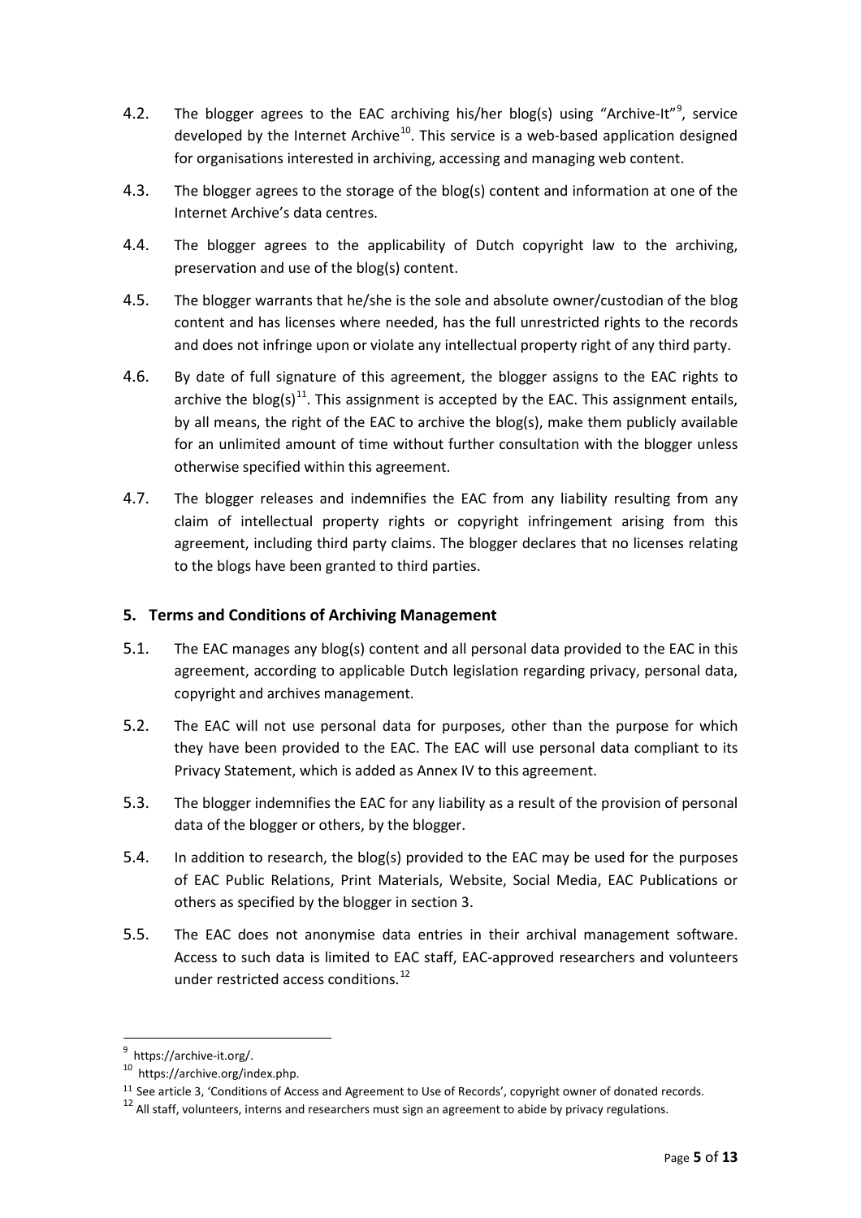4.2. The blogger agrees to the EAC archiving his/her blog(s) using "Archive-It"[9], service developed by the Internet Archive[10]. This service is a web-based application designed for organisations interested in archiving, accessing and managing web content.

4.3. The blogger agrees to the storage of the blog(s) content and information at one of the Internet Archive's data centres.

4.4. The blogger agrees to the applicability of Dutch copyright law to the archiving, preservation and use of the blog(s) content.

4.5. The blogger warrants that he/she is the sole and absolute owner/custodian of the blog content and has licenses where needed, has the full unrestricted rights to the records and does not infringe upon or violate any intellectual property right of any third party.

4.6. By date of full signature of this agreement, the blogger assigns to the EAC rights to archive the blog(s)[11]. This assignment is accepted by the EAC. This assignment entails, by all means, the right of the EAC to archive the blog(s), make them publicly available for an unlimited amount of time without further consultation with the blogger unless otherwise specified within this agreement.

4.7. The blogger releases and indemnifies the EAC from any liability resulting from any claim of intellectual property rights or copyright infringement arising from this agreement, including third party claims. The blogger declares that no licenses relating to the blogs have been granted to third parties.

## 5. Terms and Conditions of Archiving Management

5.1. The EAC manages any blog(s) content and all personal data provided to the EAC in this agreement, according to applicable Dutch legislation regarding privacy, personal data, copyright and archives management.

5.2. The EAC will not use personal data for purposes, other than the purpose for which they have been provided to the EAC. The EAC will use personal data compliant to its Privacy Statement, which is added as Annex IV to this agreement.

5.3. The blogger indemnifies the EAC for any liability as a result of the provision of personal data of the blogger or others, by the blogger.

5.4. In addition to research, the blog(s) provided to the EAC may be used for the purposes of EAC Public Relations, Print Materials, Website, Social Media, EAC Publications or others as specified by the blogger in section 3.

5.5. The EAC does not anonymise data entries in their archival management software. Access to such data is limited to EAC staff, EAC-approved researchers and volunteers under restricted access conditions.[12]

---

[9] https://archive-it.org/.

[10] https://archive.org/index.php.

[11] See article 3, 'Conditions of Access and Agreement to Use of Records', copyright owner of donated records.

[12] All staff, volunteers, interns and researchers must sign an agreement to abide by privacy regulations.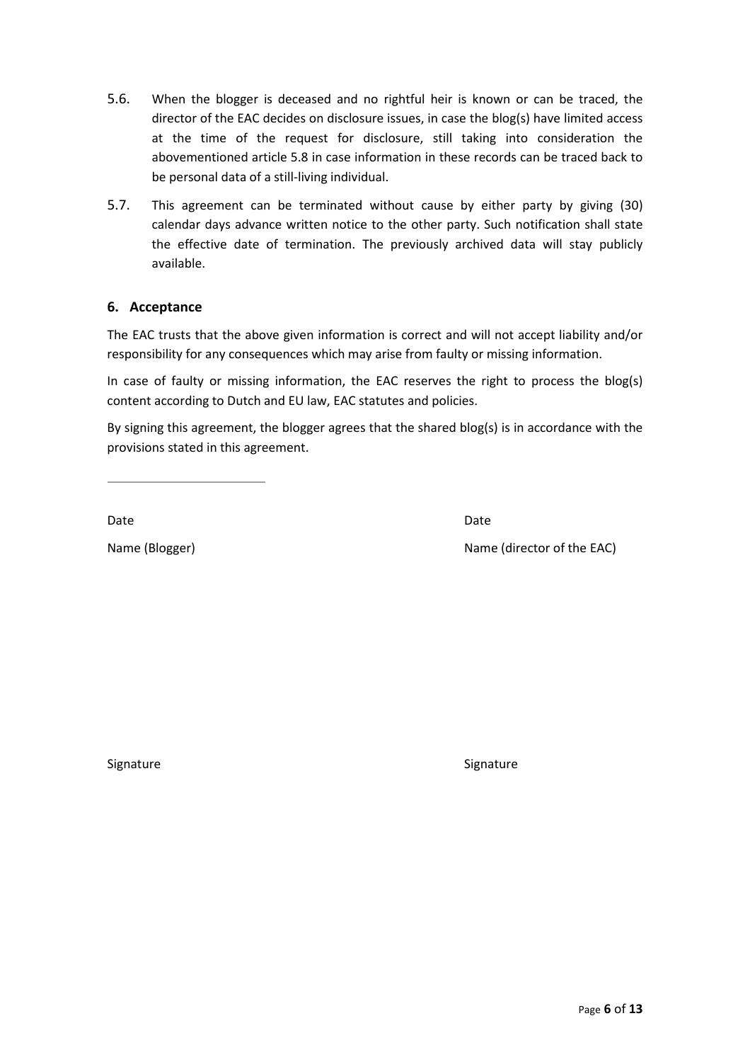5.6. When the blogger is deceased and no rightful heir is known or can be traced, the director of the EAC decides on disclosure issues, in case the blog(s) have limited access at the time of the request for disclosure, still taking into consideration the abovementioned article 5.8 in case information in these records can be traced back to be personal data of a still-living individual.

5.7. This agreement can be terminated without cause by either party by giving (30) calendar days advance written notice to the other party. Such notification shall state the effective date of termination. The previously archived data will stay publicly available.

## 6. Acceptance

The EAC trusts that the above given information is correct and will not accept liability and/or responsibility for any consequences which may arise from faulty or missing information.

In case of faulty or missing information, the EAC reserves the right to process the blog(s) content according to Dutch and EU law, EAC statutes and policies.

By signing this agreement, the blogger agrees that the shared blog(s) is in accordance with the provisions stated in this agreement.

---

| | |
|---|---|
| Date | Date |
| Name (Blogger) | Name (director of the EAC) |
| | |
| Signature | Signature |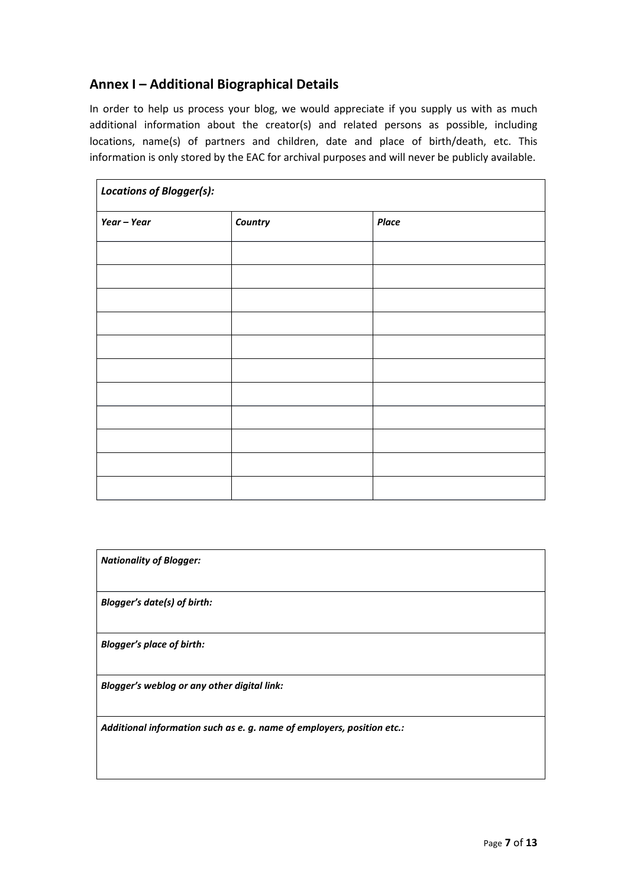## Annex I – Additional Biographical Details

In order to help us process your blog, we would appreciate if you supply us with as much additional information about the creator(s) and related persons as possible, including locations, name(s) of partners and children, date and place of birth/death, etc. This information is only stored by the EAC for archival purposes and will never be publicly available.

| ***Locations of Blogger(s):*** | | |
|---|---|---|
| ***Year – Year*** | ***Country*** | ***Place*** |
| | | |
| | | |
| | | |
| | | |
| | | |
| | | |
| | | |
| | | |
| | | |
| | | |
| | | |

| ***Nationality of Blogger:*** |
|---|
| ***Blogger's date(s) of birth:*** |
| ***Blogger's place of birth:*** |
| ***Blogger's weblog or any other digital link:*** |
| ***Additional information such as e. g. name of employers, position etc.:*** |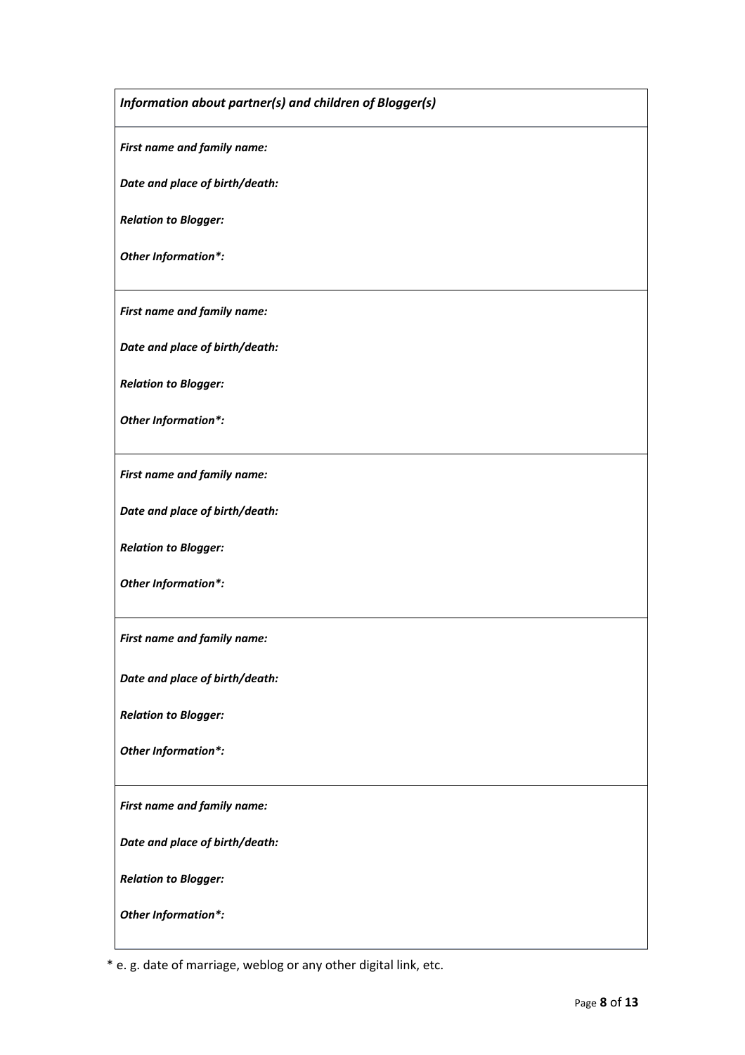***Information about partner(s) and children of Blogger(s)***

***First name and family name:***

***Date and place of birth/death:***

***Relation to Blogger:***

***Other Information*:***

---

***First name and family name:***

***Date and place of birth/death:***

***Relation to Blogger:***

***Other Information*:***

---

***First name and family name:***

***Date and place of birth/death:***

***Relation to Blogger:***

***Other Information*:***

---

***First name and family name:***

***Date and place of birth/death:***

***Relation to Blogger:***

***Other Information*:***

---

***First name and family name:***

***Date and place of birth/death:***

***Relation to Blogger:***

***Other Information*:***

---

* e. g. date of marriage, weblog or any other digital link, etc.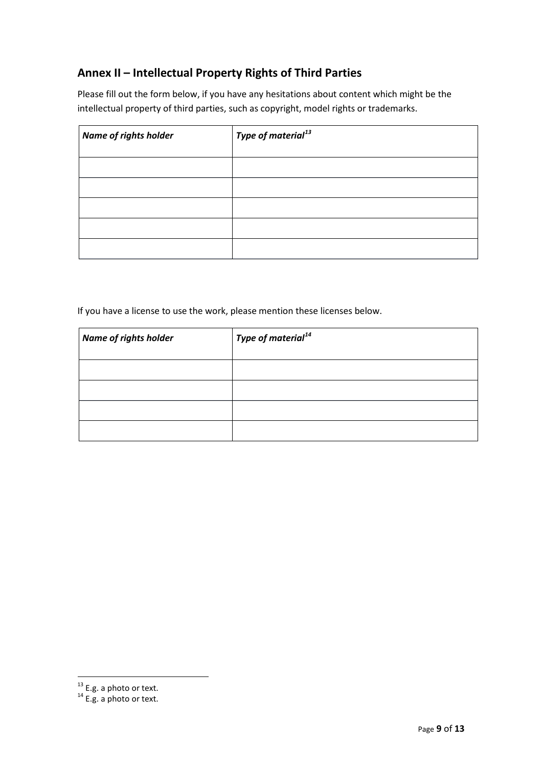## Annex II – Intellectual Property Rights of Third Parties

Please fill out the form below, if you have any hesitations about content which might be the intellectual property of third parties, such as copyright, model rights or trademarks.

| ***Name of rights holder*** | ***Type of material*** [13] |
|---|---|
| | |
| | |
| | |
| | |
| | |

If you have a license to use the work, please mention these licenses below.

| ***Name of rights holder*** | ***Type of material*** [14] |
|---|---|
| | |
| | |
| | |
| | |

[13] E.g. a photo or text.
[14] E.g. a photo or text.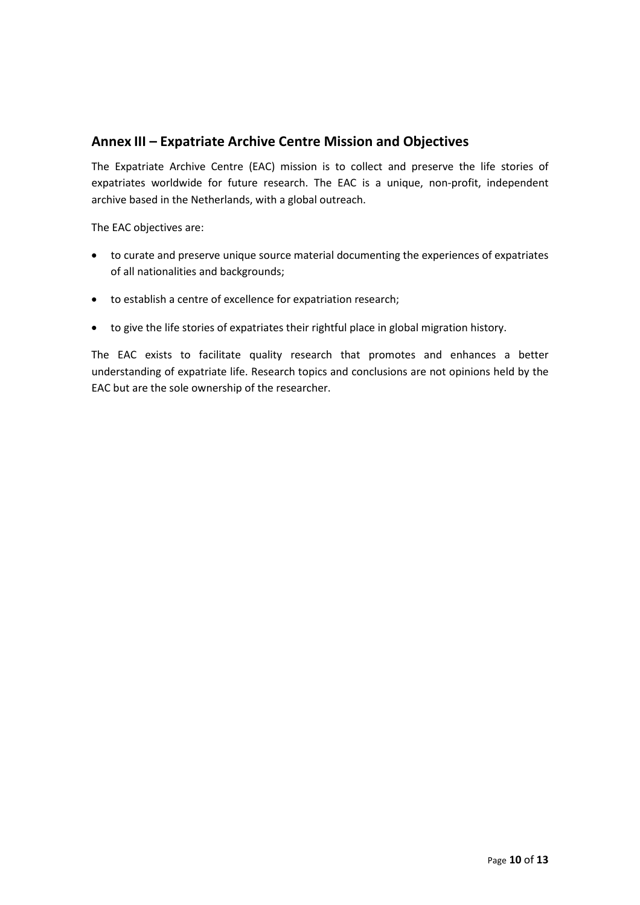## Annex III – Expatriate Archive Centre Mission and Objectives

The Expatriate Archive Centre (EAC) mission is to collect and preserve the life stories of expatriates worldwide for future research. The EAC is a unique, non-profit, independent archive based in the Netherlands, with a global outreach.

The EAC objectives are:

- to curate and preserve unique source material documenting the experiences of expatriates of all nationalities and backgrounds;
- to establish a centre of excellence for expatriation research;
- to give the life stories of expatriates their rightful place in global migration history.

The EAC exists to facilitate quality research that promotes and enhances a better understanding of expatriate life. Research topics and conclusions are not opinions held by the EAC but are the sole ownership of the researcher.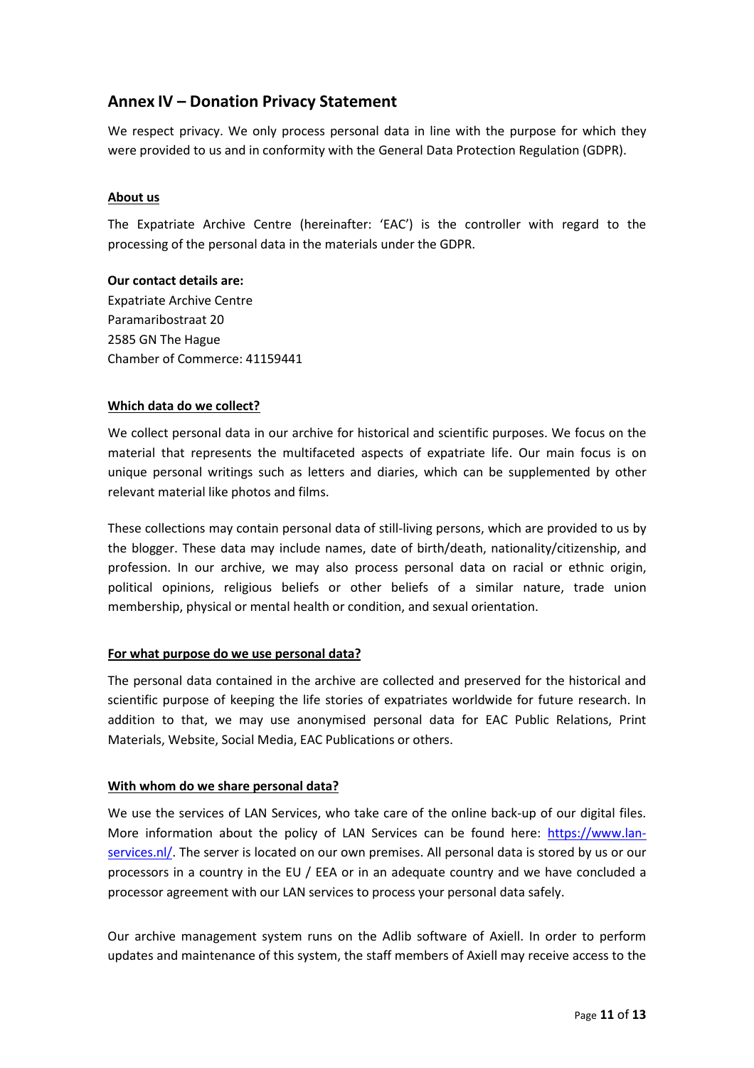## Annex IV – Donation Privacy Statement

We respect privacy. We only process personal data in line with the purpose for which they were provided to us and in conformity with the General Data Protection Regulation (GDPR).

### About us

The Expatriate Archive Centre (hereinafter: 'EAC') is the controller with regard to the processing of the personal data in the materials under the GDPR.

**Our contact details are:**
Expatriate Archive Centre
Paramaribostraat 20
2585 GN The Hague
Chamber of Commerce: 41159441

### Which data do we collect?

We collect personal data in our archive for historical and scientific purposes. We focus on the material that represents the multifaceted aspects of expatriate life. Our main focus is on unique personal writings such as letters and diaries, which can be supplemented by other relevant material like photos and films.

These collections may contain personal data of still-living persons, which are provided to us by the blogger. These data may include names, date of birth/death, nationality/citizenship, and profession. In our archive, we may also process personal data on racial or ethnic origin, political opinions, religious beliefs or other beliefs of a similar nature, trade union membership, physical or mental health or condition, and sexual orientation.

### For what purpose do we use personal data?

The personal data contained in the archive are collected and preserved for the historical and scientific purpose of keeping the life stories of expatriates worldwide for future research. In addition to that, we may use anonymised personal data for EAC Public Relations, Print Materials, Website, Social Media, EAC Publications or others.

### With whom do we share personal data?

We use the services of LAN Services, who take care of the online back-up of our digital files. More information about the policy of LAN Services can be found here: [https://www.lan-services.nl/](https://www.lan-services.nl/). The server is located on our own premises. All personal data is stored by us or our processors in a country in the EU / EEA or in an adequate country and we have concluded a processor agreement with our LAN services to process your personal data safely.

Our archive management system runs on the Adlib software of Axiell. In order to perform updates and maintenance of this system, the staff members of Axiell may receive access to the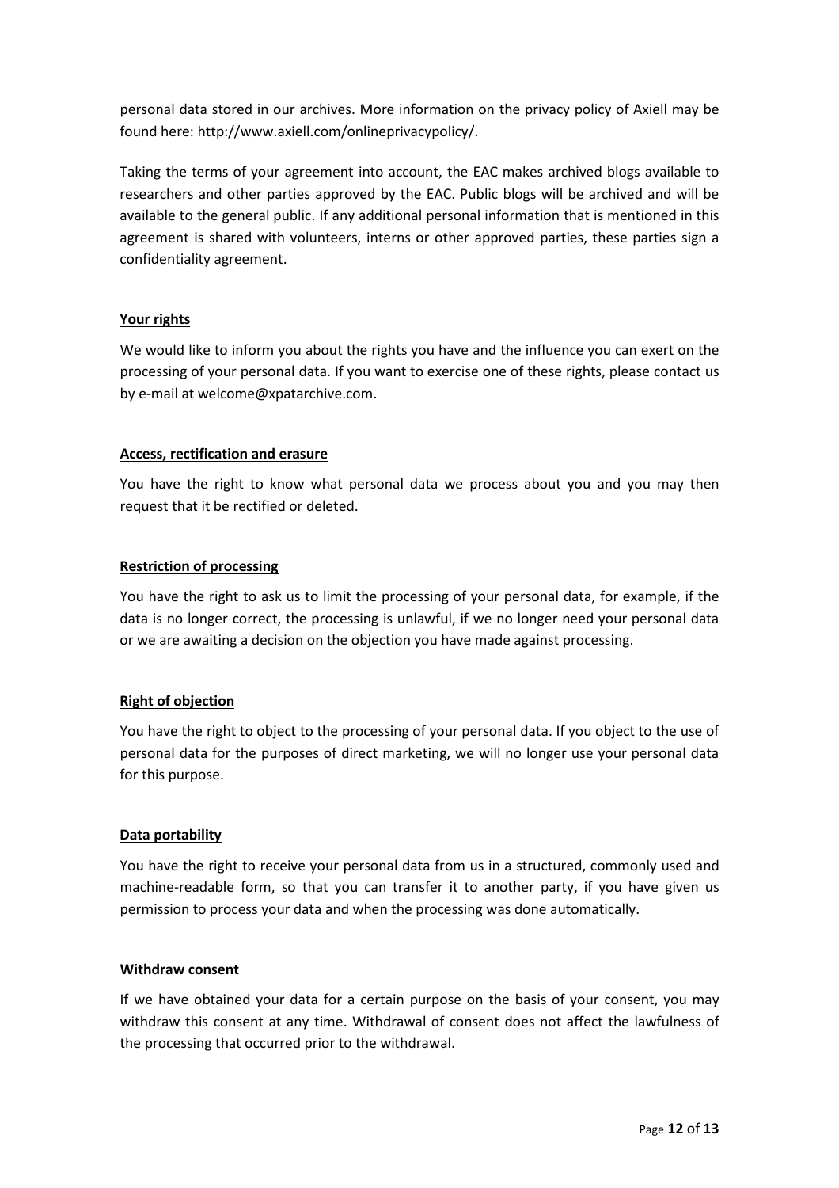personal data stored in our archives. More information on the privacy policy of Axiell may be found here: http://www.axiell.com/onlineprivacypolicy/.

Taking the terms of your agreement into account, the EAC makes archived blogs available to researchers and other parties approved by the EAC. Public blogs will be archived and will be available to the general public. If any additional personal information that is mentioned in this agreement is shared with volunteers, interns or other approved parties, these parties sign a confidentiality agreement.

**Your rights**

We would like to inform you about the rights you have and the influence you can exert on the processing of your personal data. If you want to exercise one of these rights, please contact us by e-mail at welcome@xpatarchive.com.

**Access, rectification and erasure**

You have the right to know what personal data we process about you and you may then request that it be rectified or deleted.

**Restriction of processing**

You have the right to ask us to limit the processing of your personal data, for example, if the data is no longer correct, the processing is unlawful, if we no longer need your personal data or we are awaiting a decision on the objection you have made against processing.

**Right of objection**

You have the right to object to the processing of your personal data. If you object to the use of personal data for the purposes of direct marketing, we will no longer use your personal data for this purpose.

**Data portability**

You have the right to receive your personal data from us in a structured, commonly used and machine-readable form, so that you can transfer it to another party, if you have given us permission to process your data and when the processing was done automatically.

**Withdraw consent**

If we have obtained your data for a certain purpose on the basis of your consent, you may withdraw this consent at any time. Withdrawal of consent does not affect the lawfulness of the processing that occurred prior to the withdrawal.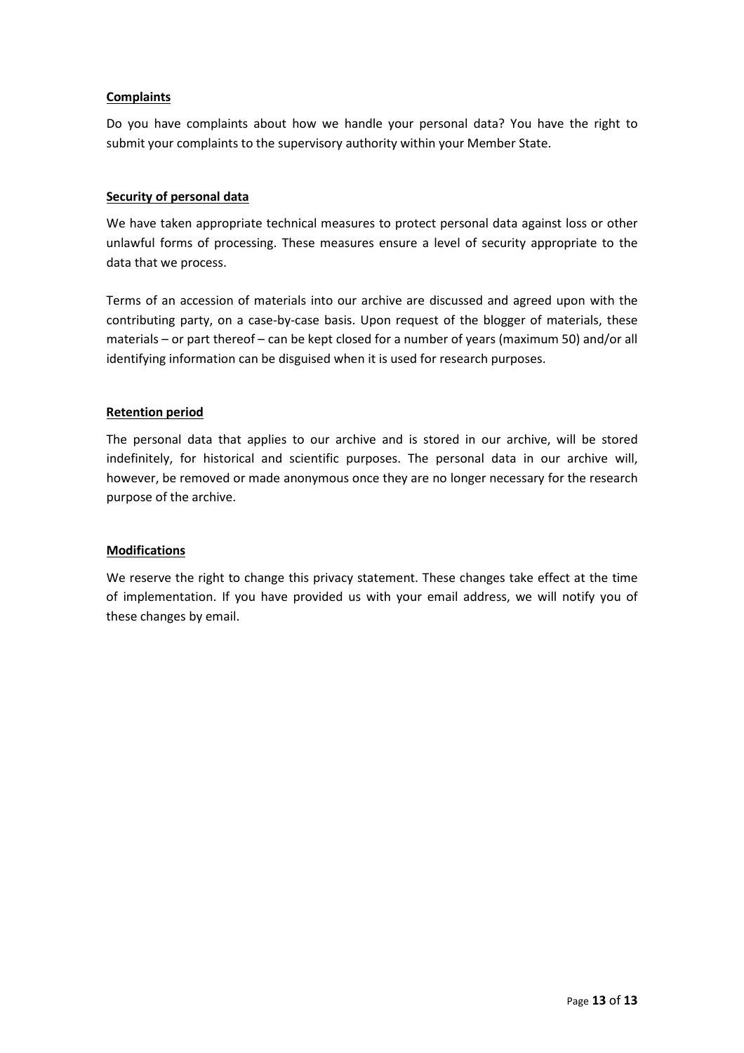**Complaints**

Do you have complaints about how we handle your personal data? You have the right to submit your complaints to the supervisory authority within your Member State.

**Security of personal data**

We have taken appropriate technical measures to protect personal data against loss or other unlawful forms of processing. These measures ensure a level of security appropriate to the data that we process.

Terms of an accession of materials into our archive are discussed and agreed upon with the contributing party, on a case-by-case basis. Upon request of the blogger of materials, these materials – or part thereof – can be kept closed for a number of years (maximum 50) and/or all identifying information can be disguised when it is used for research purposes.

**Retention period**

The personal data that applies to our archive and is stored in our archive, will be stored indefinitely, for historical and scientific purposes. The personal data in our archive will, however, be removed or made anonymous once they are no longer necessary for the research purpose of the archive.

**Modifications**

We reserve the right to change this privacy statement. These changes take effect at the time of implementation. If you have provided us with your email address, we will notify you of these changes by email.